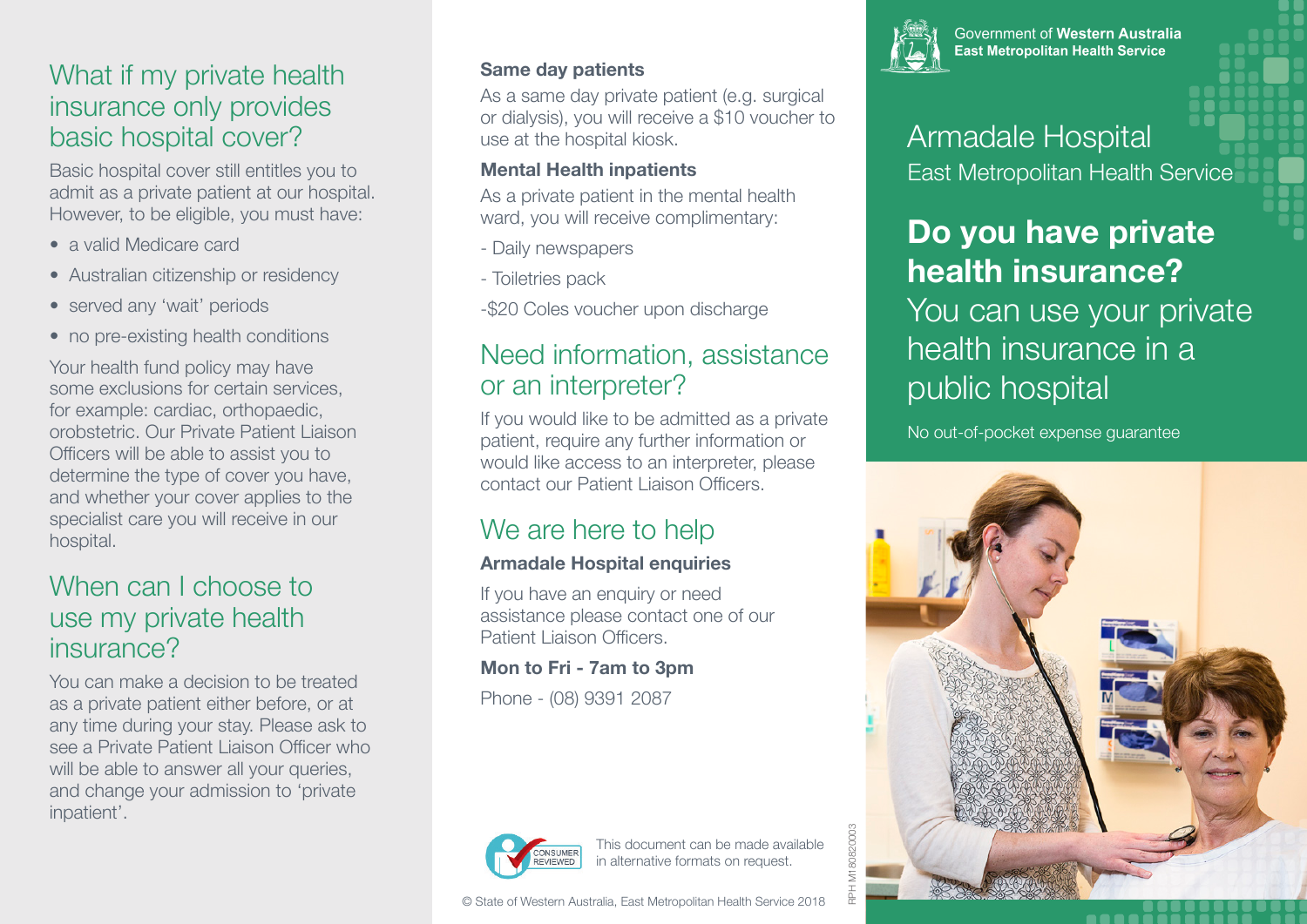Government of **Western Australia**
**East Metropolitan Health Service**

# Armadale Hospital

East Metropolitan Health Service

## Do you have private health insurance?

You can use your private health insurance in a public hospital

No out-of-pocket expense guarantee

## What if my private health insurance only provides basic hospital cover?

Basic hospital cover still entitles you to admit as a private patient at our hospital. However, to be eligible, you must have:

- a valid Medicare card
- Australian citizenship or residency
- served any 'wait' periods
- no pre-existing health conditions

Your health fund policy may have some exclusions for certain services, for example: cardiac, orthopaedic, orobstetric. Our Private Patient Liaison Officers will be able to assist you to determine the type of cover you have, and whether your cover applies to the specialist care you will receive in our hospital.

## When can I choose to use my private health insurance?

You can make a decision to be treated as a private patient either before, or at any time during your stay. Please ask to see a Private Patient Liaison Officer who will be able to answer all your queries, and change your admission to 'private inpatient'.

**Same day patients**

As a same day private patient (e.g. surgical or dialysis), you will receive a $10 voucher to use at the hospital kiosk.

**Mental Health inpatients**

As a private patient in the mental health ward, you will receive complimentary:

- Daily newspapers
- Toiletries pack
-$20 Coles voucher upon discharge

## Need information, assistance or an interpreter?

If you would like to be admitted as a private patient, require any further information or would like access to an interpreter, please contact our Patient Liaison Officers.

## We are here to help

**Armadale Hospital enquiries**

If you have an enquiry or need assistance please contact one of our Patient Liaison Officers.

**Mon to Fri - 7am to 3pm**

Phone - (08) 9391 2087

CONSUMER REVIEWED

This document can be made available in alternative formats on request.

© State of Western Australia, East Metropolitan Health Service 2018

RPH M180820003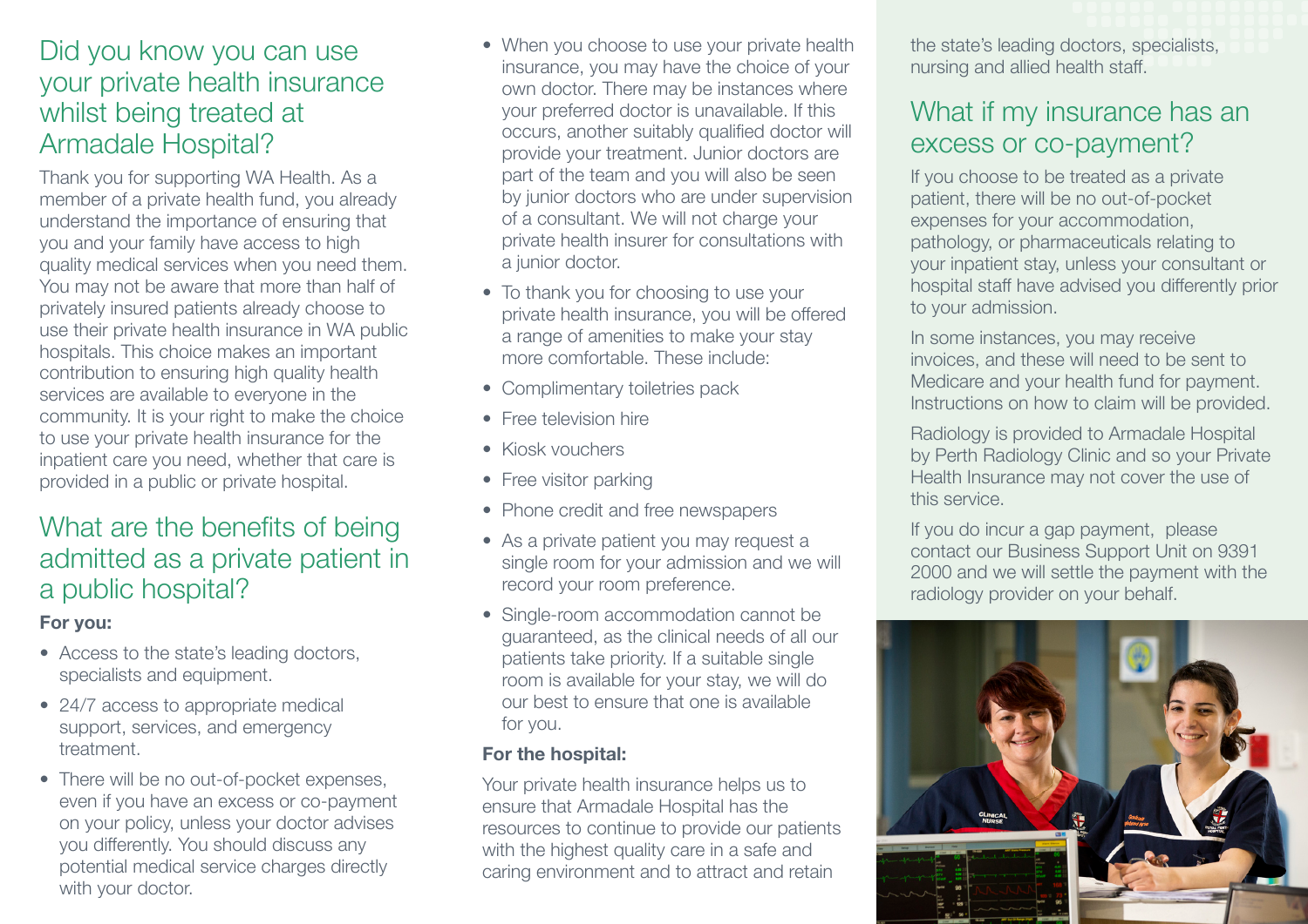## Did you know you can use your private health insurance whilst being treated at Armadale Hospital?

Thank you for supporting WA Health. As a member of a private health fund, you already understand the importance of ensuring that you and your family have access to high quality medical services when you need them. You may not be aware that more than half of privately insured patients already choose to use their private health insurance in WA public hospitals. This choice makes an important contribution to ensuring high quality health services are available to everyone in the community. It is your right to make the choice to use your private health insurance for the inpatient care you need, whether that care is provided in a public or private hospital.

## What are the benefits of being admitted as a private patient in a public hospital?

**For you:**

- Access to the state's leading doctors, specialists and equipment.
- 24/7 access to appropriate medical support, services, and emergency treatment.
- There will be no out-of-pocket expenses, even if you have an excess or co-payment on your policy, unless your doctor advises you differently. You should discuss any potential medical service charges directly with your doctor.
- When you choose to use your private health insurance, you may have the choice of your own doctor. There may be instances where your preferred doctor is unavailable. If this occurs, another suitably qualified doctor will provide your treatment. Junior doctors are part of the team and you will also be seen by junior doctors who are under supervision of a consultant. We will not charge your private health insurer for consultations with a junior doctor.
- To thank you for choosing to use your private health insurance, you will be offered a range of amenities to make your stay more comfortable. These include:
- Complimentary toiletries pack
- Free television hire
- Kiosk vouchers
- Free visitor parking
- Phone credit and free newspapers
- As a private patient you may request a single room for your admission and we will record your room preference.
- Single-room accommodation cannot be guaranteed, as the clinical needs of all our patients take priority. If a suitable single room is available for your stay, we will do our best to ensure that one is available for you.

**For the hospital:**

Your private health insurance helps us to ensure that Armadale Hospital has the resources to continue to provide our patients with the highest quality care in a safe and caring environment and to attract and retain the state's leading doctors, specialists, nursing and allied health staff.

## What if my insurance has an excess or co-payment?

If you choose to be treated as a private patient, there will be no out-of-pocket expenses for your accommodation, pathology, or pharmaceuticals relating to your inpatient stay, unless your consultant or hospital staff have advised you differently prior to your admission.

In some instances, you may receive invoices, and these will need to be sent to Medicare and your health fund for payment. Instructions on how to claim will be provided.

Radiology is provided to Armadale Hospital by Perth Radiology Clinic and so your Private Health Insurance may not cover the use of this service.

If you do incur a gap payment, please contact our Business Support Unit on 9391 2000 and we will settle the payment with the radiology provider on your behalf.